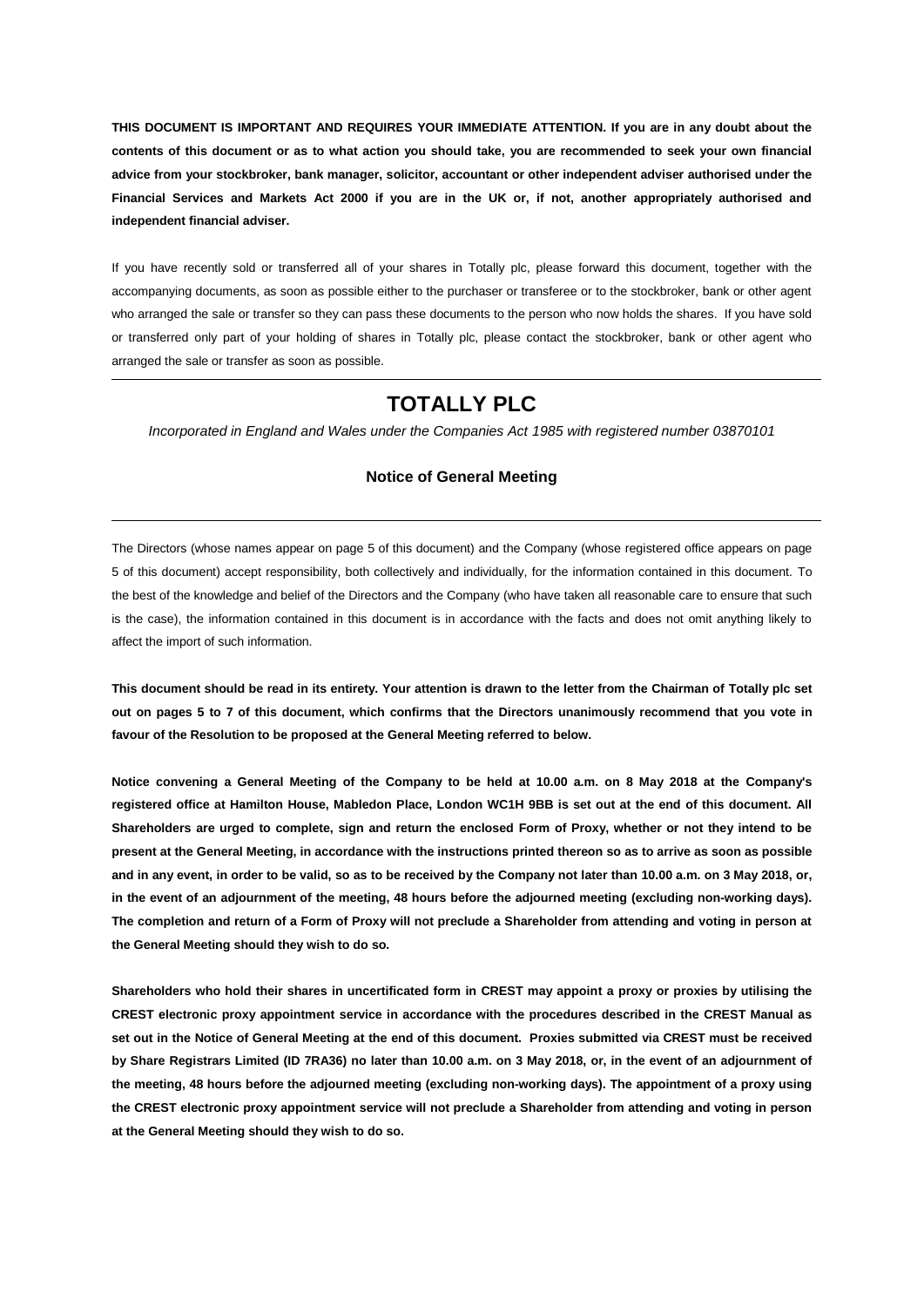**THIS DOCUMENT IS IMPORTANT AND REQUIRES YOUR IMMEDIATE ATTENTION. If you are in any doubt about the contents of this document or as to what action you should take, you are recommended to seek your own financial advice from your stockbroker, bank manager, solicitor, accountant or other independent adviser authorised under the Financial Services and Markets Act 2000 if you are in the UK or, if not, another appropriately authorised and independent financial adviser.**

If you have recently sold or transferred all of your shares in Totally plc, please forward this document, together with the accompanying documents, as soon as possible either to the purchaser or transferee or to the stockbroker, bank or other agent who arranged the sale or transfer so they can pass these documents to the person who now holds the shares. If you have sold or transferred only part of your holding of shares in Totally plc, please contact the stockbroker, bank or other agent who arranged the sale or transfer as soon as possible.

---

# TOTALLY PLC

*Incorporated in England and Wales under the Companies Act 1985 with registered number 03870101*

### Notice of General Meeting

---

The Directors (whose names appear on page 5 of this document) and the Company (whose registered office appears on page 5 of this document) accept responsibility, both collectively and individually, for the information contained in this document. To the best of the knowledge and belief of the Directors and the Company (who have taken all reasonable care to ensure that such is the case), the information contained in this document is in accordance with the facts and does not omit anything likely to affect the import of such information.

**This document should be read in its entirety. Your attention is drawn to the letter from the Chairman of Totally plc set out on pages 5 to 7 of this document, which confirms that the Directors unanimously recommend that you vote in favour of the Resolution to be proposed at the General Meeting referred to below.**

**Notice convening a General Meeting of the Company to be held at 10.00 a.m. on 8 May 2018 at the Company's registered office at Hamilton House, Mabledon Place, London WC1H 9BB is set out at the end of this document. All Shareholders are urged to complete, sign and return the enclosed Form of Proxy, whether or not they intend to be present at the General Meeting, in accordance with the instructions printed thereon so as to arrive as soon as possible and in any event, in order to be valid, so as to be received by the Company not later than 10.00 a.m. on 3 May 2018, or, in the event of an adjournment of the meeting, 48 hours before the adjourned meeting (excluding non-working days). The completion and return of a Form of Proxy will not preclude a Shareholder from attending and voting in person at the General Meeting should they wish to do so.**

**Shareholders who hold their shares in uncertificated form in CREST may appoint a proxy or proxies by utilising the CREST electronic proxy appointment service in accordance with the procedures described in the CREST Manual as set out in the Notice of General Meeting at the end of this document. Proxies submitted via CREST must be received by Share Registrars Limited (ID 7RA36) no later than 10.00 a.m. on 3 May 2018, or, in the event of an adjournment of the meeting, 48 hours before the adjourned meeting (excluding non-working days). The appointment of a proxy using the CREST electronic proxy appointment service will not preclude a Shareholder from attending and voting in person at the General Meeting should they wish to do so.**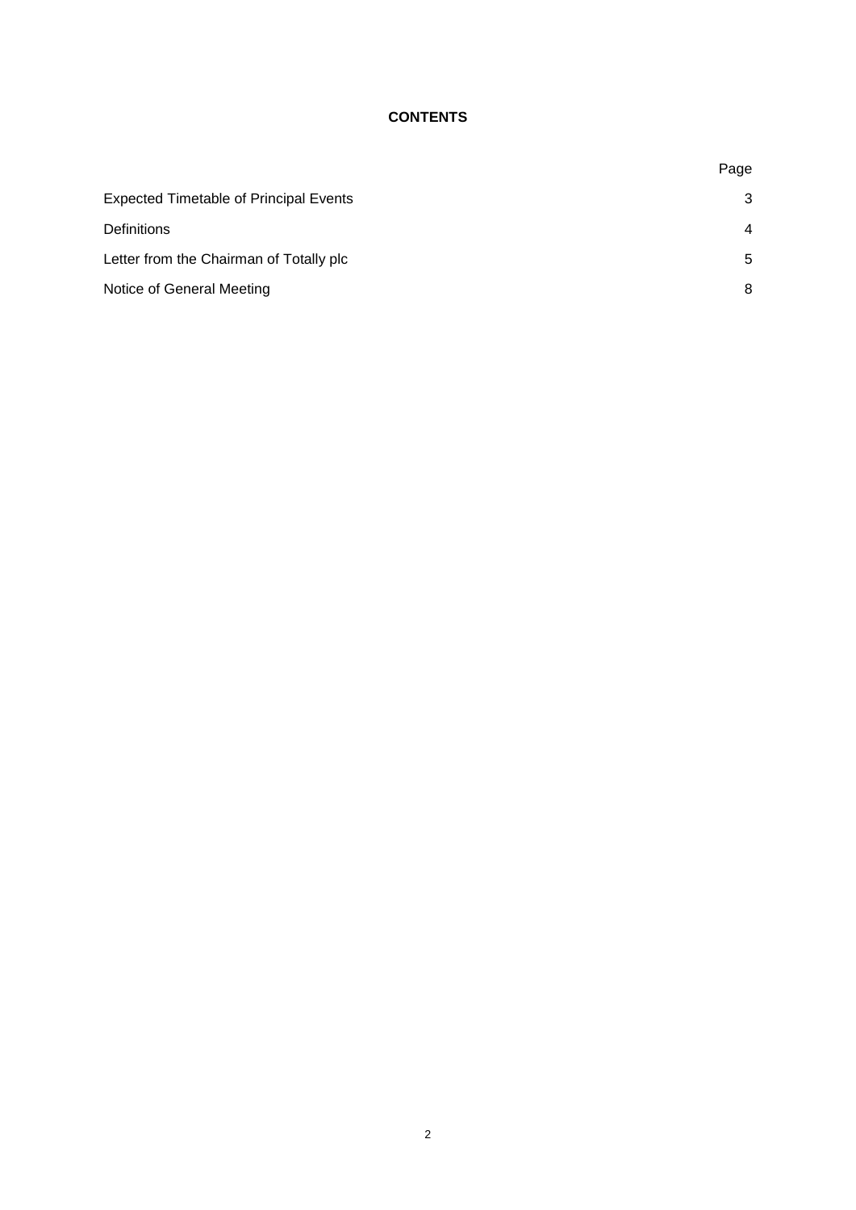**CONTENTS**

| | Page |
|---|---|
| Expected Timetable of Principal Events | 3 |
| Definitions | 4 |
| Letter from the Chairman of Totally plc | 5 |
| Notice of General Meeting | 8 |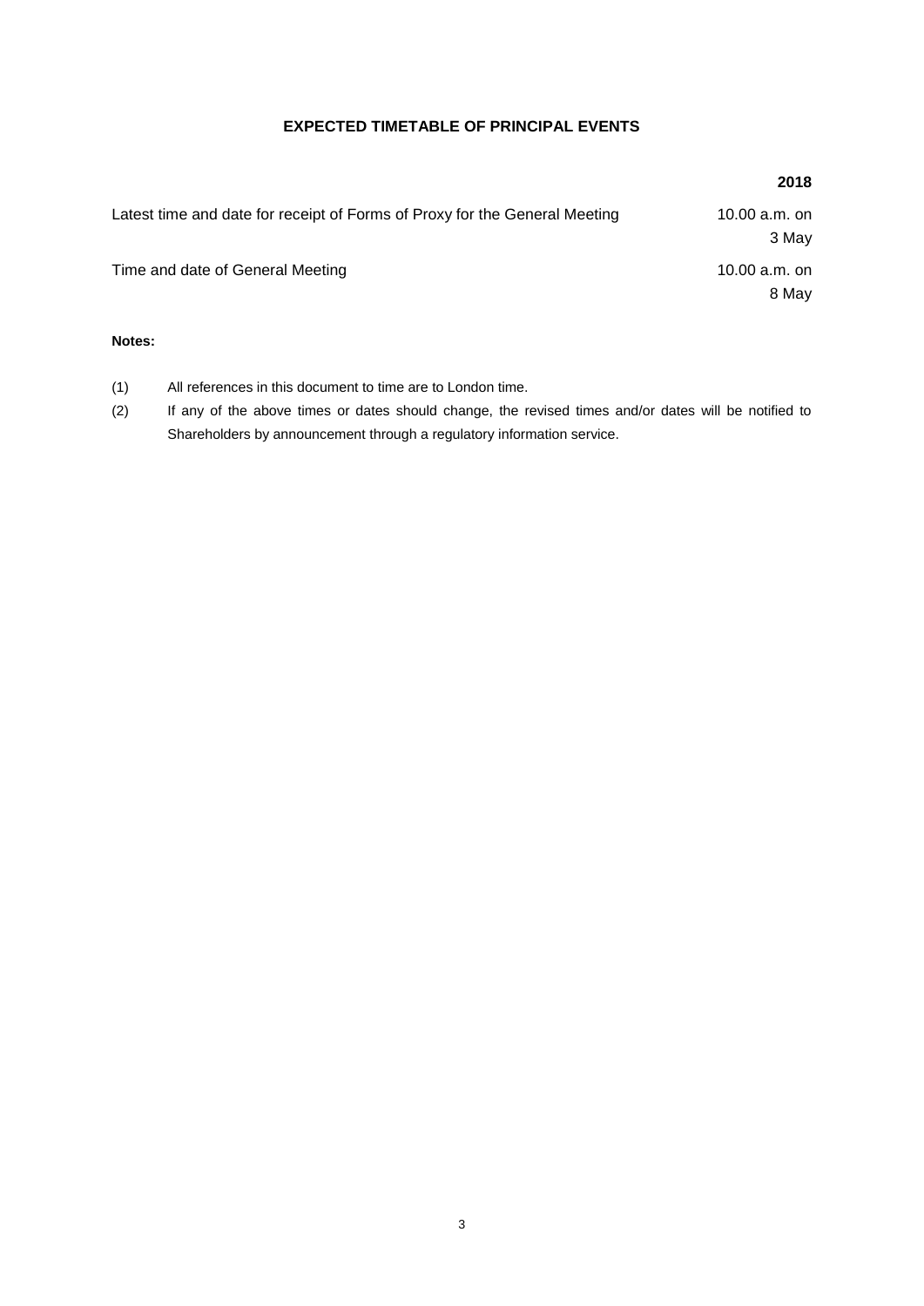# EXPECTED TIMETABLE OF PRINCIPAL EVENTS

| | **2018** |
|---|---|
| Latest time and date for receipt of Forms of Proxy for the General Meeting | 10.00 a.m. on 3 May |
| Time and date of General Meeting | 10.00 a.m. on 8 May |

**Notes:**

(1) All references in this document to time are to London time.

(2) If any of the above times or dates should change, the revised times and/or dates will be notified to Shareholders by announcement through a regulatory information service.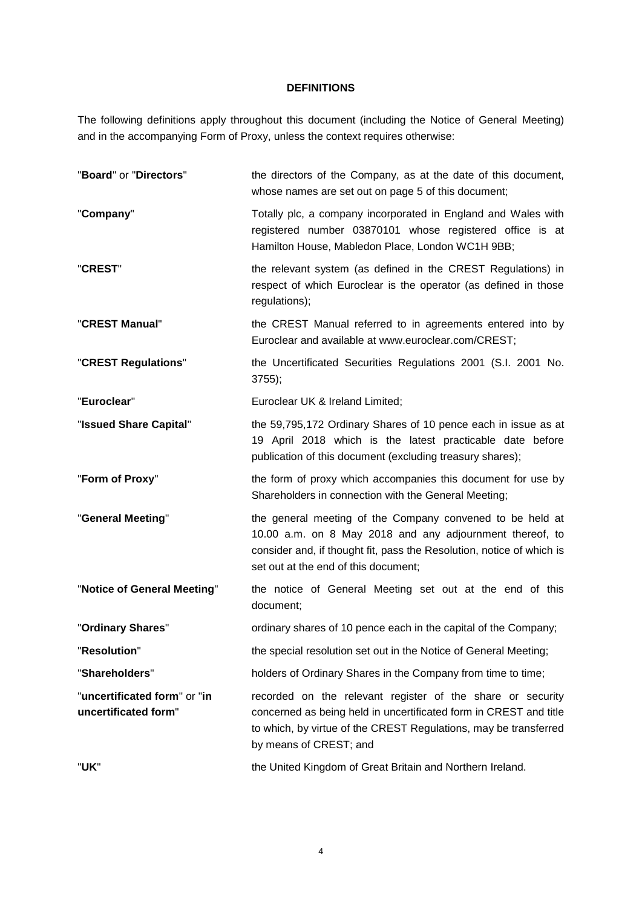## DEFINITIONS

The following definitions apply throughout this document (including the Notice of General Meeting) and in the accompanying Form of Proxy, unless the context requires otherwise:

| | |
|---|---|
| "**Board**" or "**Directors**" | the directors of the Company, as at the date of this document, whose names are set out on page 5 of this document; |
| "**Company**" | Totally plc, a company incorporated in England and Wales with registered number 03870101 whose registered office is at Hamilton House, Mabledon Place, London WC1H 9BB; |
| "**CREST**" | the relevant system (as defined in the CREST Regulations) in respect of which Euroclear is the operator (as defined in those regulations); |
| "**CREST Manual**" | the CREST Manual referred to in agreements entered into by Euroclear and available at www.euroclear.com/CREST; |
| "**CREST Regulations**" | the Uncertificated Securities Regulations 2001 (S.I. 2001 No. 3755); |
| "**Euroclear**" | Euroclear UK & Ireland Limited; |
| "**Issued Share Capital**" | the 59,795,172 Ordinary Shares of 10 pence each in issue as at 19 April 2018 which is the latest practicable date before publication of this document (excluding treasury shares); |
| "**Form of Proxy**" | the form of proxy which accompanies this document for use by Shareholders in connection with the General Meeting; |
| "**General Meeting**" | the general meeting of the Company convened to be held at 10.00 a.m. on 8 May 2018 and any adjournment thereof, to consider and, if thought fit, pass the Resolution, notice of which is set out at the end of this document; |
| "**Notice of General Meeting**" | the notice of General Meeting set out at the end of this document; |
| "**Ordinary Shares**" | ordinary shares of 10 pence each in the capital of the Company; |
| "**Resolution**" | the special resolution set out in the Notice of General Meeting; |
| "**Shareholders**" | holders of Ordinary Shares in the Company from time to time; |
| "**uncertificated form**" or "**in uncertificated form**" | recorded on the relevant register of the share or security concerned as being held in uncertificated form in CREST and title to which, by virtue of the CREST Regulations, may be transferred by means of CREST; and |
| "**UK**" | the United Kingdom of Great Britain and Northern Ireland. |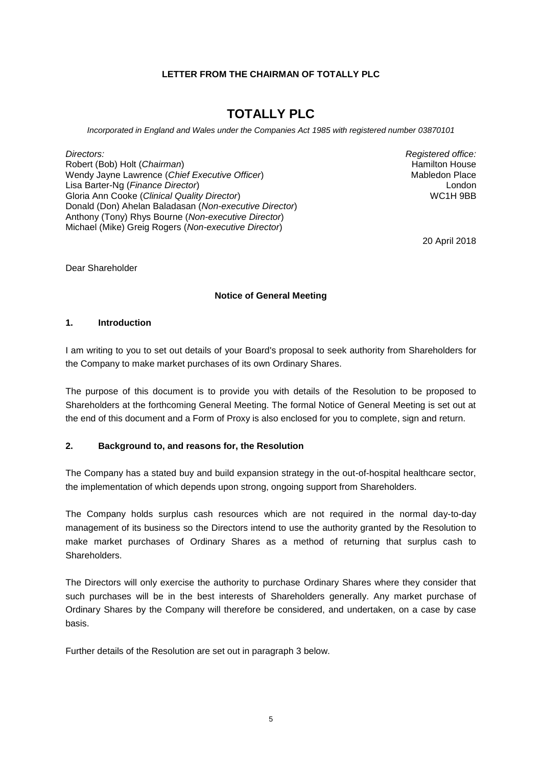**LETTER FROM THE CHAIRMAN OF TOTALLY PLC**

# TOTALLY PLC

*Incorporated in England and Wales under the Companies Act 1985 with registered number 03870101*

*Directors:*
Robert (Bob) Holt (*Chairman*)
Wendy Jayne Lawrence (*Chief Executive Officer*)
Lisa Barter-Ng (*Finance Director*)
Gloria Ann Cooke (*Clinical Quality Director*)
Donald (Don) Ahelan Baladasan (*Non-executive Director*)
Anthony (Tony) Rhys Bourne (*Non-executive Director*)
Michael (Mike) Greig Rogers (*Non-executive Director*)

*Registered office:*
Hamilton House
Mabledon Place
London
WC1H 9BB

20 April 2018

Dear Shareholder

**Notice of General Meeting**

## 1. Introduction

I am writing to you to set out details of your Board's proposal to seek authority from Shareholders for the Company to make market purchases of its own Ordinary Shares.

The purpose of this document is to provide you with details of the Resolution to be proposed to Shareholders at the forthcoming General Meeting. The formal Notice of General Meeting is set out at the end of this document and a Form of Proxy is also enclosed for you to complete, sign and return.

## 2. Background to, and reasons for, the Resolution

The Company has a stated buy and build expansion strategy in the out-of-hospital healthcare sector, the implementation of which depends upon strong, ongoing support from Shareholders.

The Company holds surplus cash resources which are not required in the normal day-to-day management of its business so the Directors intend to use the authority granted by the Resolution to make market purchases of Ordinary Shares as a method of returning that surplus cash to Shareholders.

The Directors will only exercise the authority to purchase Ordinary Shares where they consider that such purchases will be in the best interests of Shareholders generally. Any market purchase of Ordinary Shares by the Company will therefore be considered, and undertaken, on a case by case basis.

Further details of the Resolution are set out in paragraph 3 below.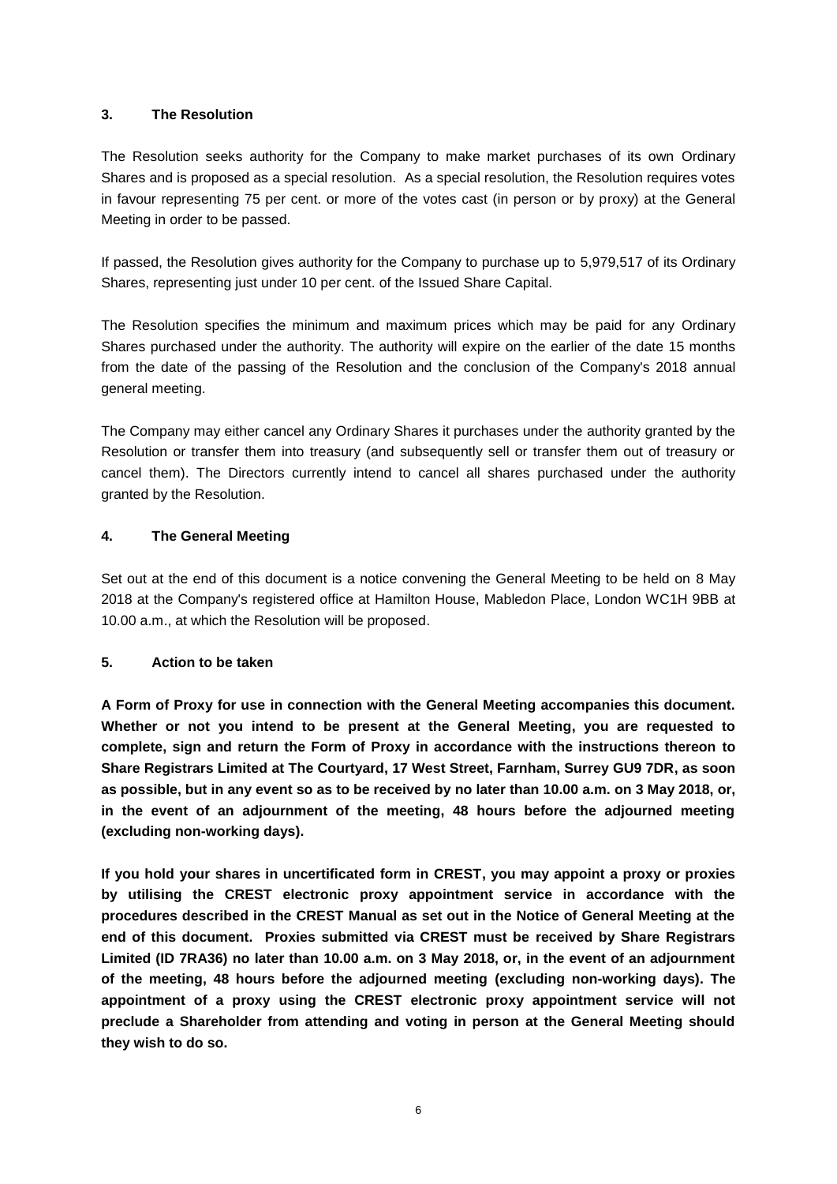## 3. The Resolution

The Resolution seeks authority for the Company to make market purchases of its own Ordinary Shares and is proposed as a special resolution. As a special resolution, the Resolution requires votes in favour representing 75 per cent. or more of the votes cast (in person or by proxy) at the General Meeting in order to be passed.

If passed, the Resolution gives authority for the Company to purchase up to 5,979,517 of its Ordinary Shares, representing just under 10 per cent. of the Issued Share Capital.

The Resolution specifies the minimum and maximum prices which may be paid for any Ordinary Shares purchased under the authority. The authority will expire on the earlier of the date 15 months from the date of the passing of the Resolution and the conclusion of the Company's 2018 annual general meeting.

The Company may either cancel any Ordinary Shares it purchases under the authority granted by the Resolution or transfer them into treasury (and subsequently sell or transfer them out of treasury or cancel them). The Directors currently intend to cancel all shares purchased under the authority granted by the Resolution.

## 4. The General Meeting

Set out at the end of this document is a notice convening the General Meeting to be held on 8 May 2018 at the Company's registered office at Hamilton House, Mabledon Place, London WC1H 9BB at 10.00 a.m., at which the Resolution will be proposed.

## 5. Action to be taken

**A Form of Proxy for use in connection with the General Meeting accompanies this document. Whether or not you intend to be present at the General Meeting, you are requested to complete, sign and return the Form of Proxy in accordance with the instructions thereon to Share Registrars Limited at The Courtyard, 17 West Street, Farnham, Surrey GU9 7DR, as soon as possible, but in any event so as to be received by no later than 10.00 a.m. on 3 May 2018, or, in the event of an adjournment of the meeting, 48 hours before the adjourned meeting (excluding non-working days).**

**If you hold your shares in uncertificated form in CREST, you may appoint a proxy or proxies by utilising the CREST electronic proxy appointment service in accordance with the procedures described in the CREST Manual as set out in the Notice of General Meeting at the end of this document. Proxies submitted via CREST must be received by Share Registrars Limited (ID 7RA36) no later than 10.00 a.m. on 3 May 2018, or, in the event of an adjournment of the meeting, 48 hours before the adjourned meeting (excluding non-working days). The appointment of a proxy using the CREST electronic proxy appointment service will not preclude a Shareholder from attending and voting in person at the General Meeting should they wish to do so.**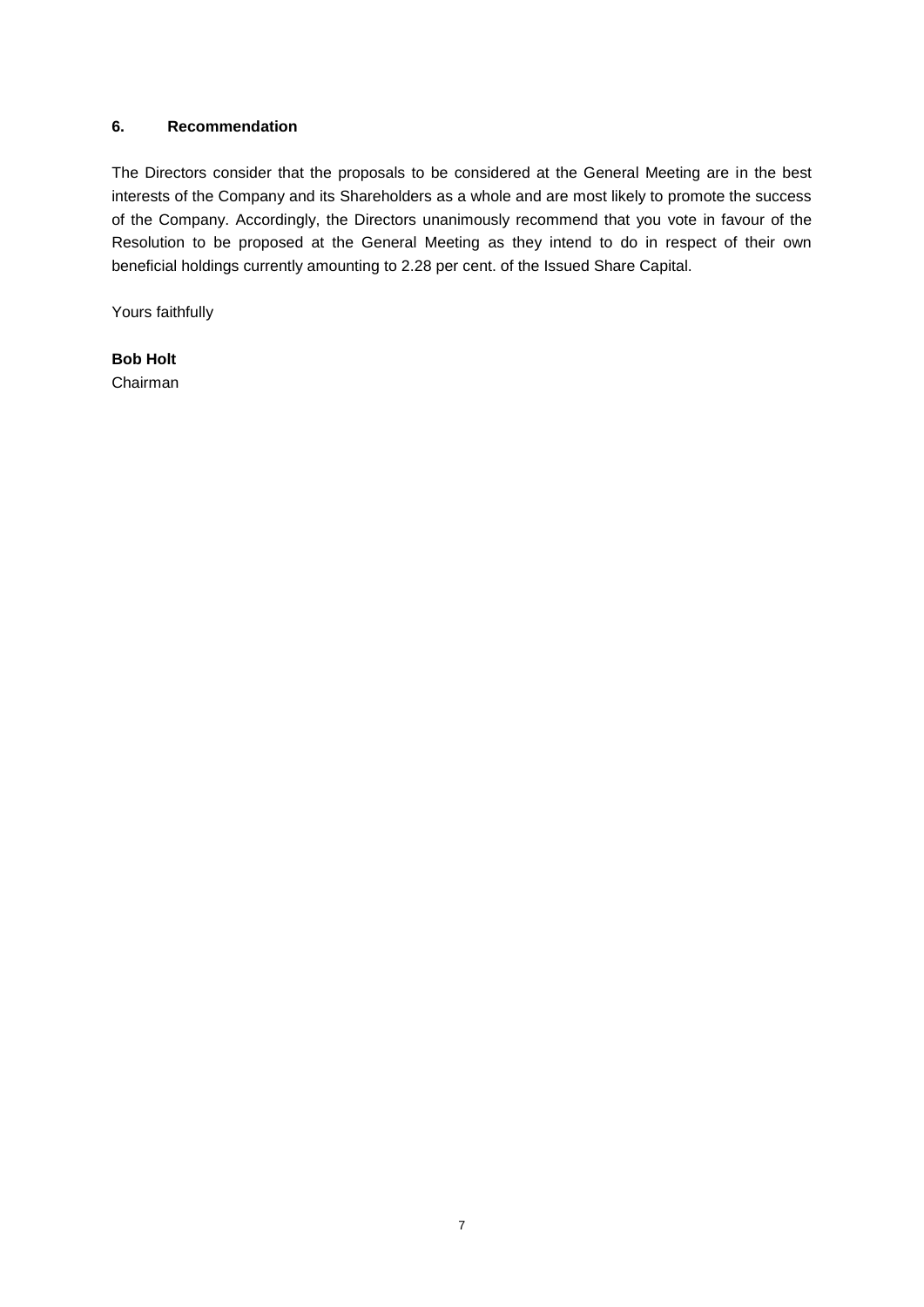### 6. Recommendation

The Directors consider that the proposals to be considered at the General Meeting are in the best interests of the Company and its Shareholders as a whole and are most likely to promote the success of the Company. Accordingly, the Directors unanimously recommend that you vote in favour of the Resolution to be proposed at the General Meeting as they intend to do in respect of their own beneficial holdings currently amounting to 2.28 per cent. of the Issued Share Capital.

Yours faithfully

**Bob Holt**
Chairman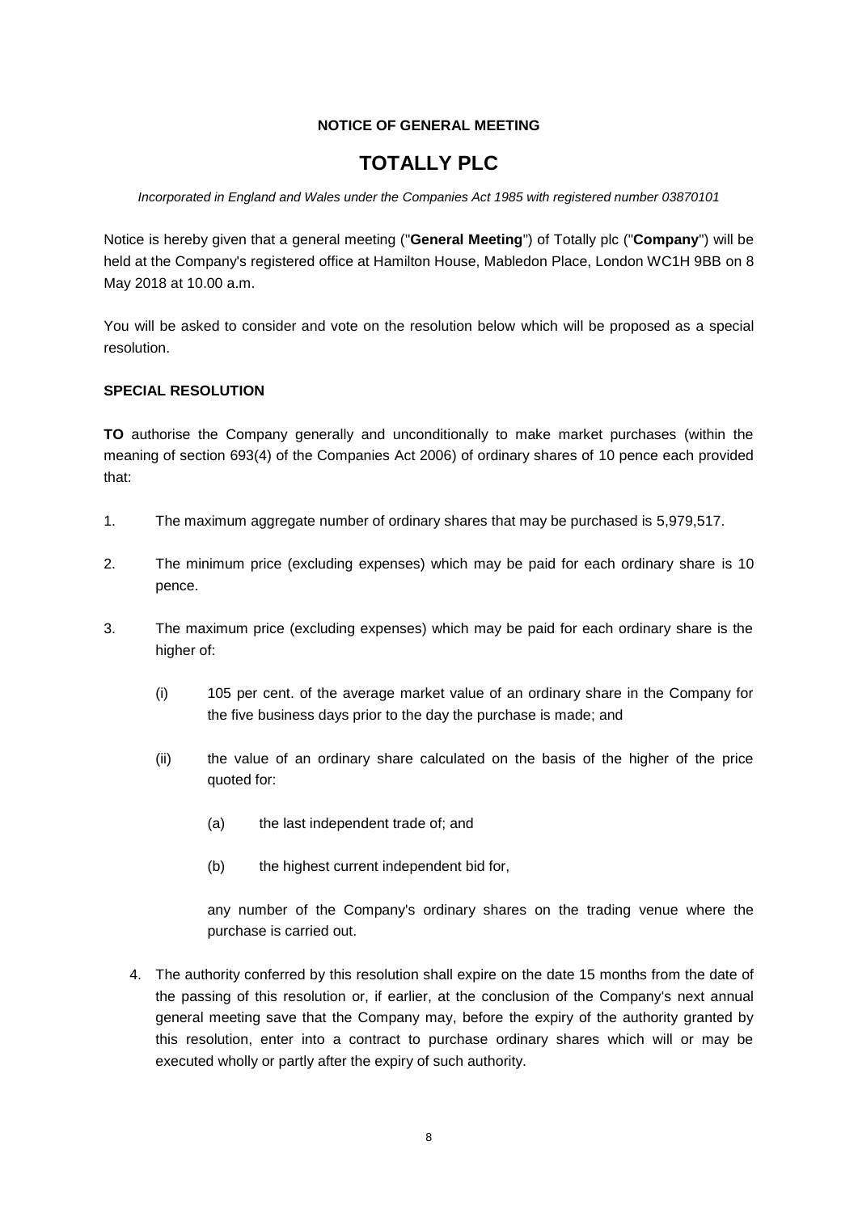**NOTICE OF GENERAL MEETING**

# TOTALLY PLC

*Incorporated in England and Wales under the Companies Act 1985 with registered number 03870101*

Notice is hereby given that a general meeting ("**General Meeting**") of Totally plc ("**Company**") will be held at the Company's registered office at Hamilton House, Mabledon Place, London WC1H 9BB on 8 May 2018 at 10.00 a.m.

You will be asked to consider and vote on the resolution below which will be proposed as a special resolution.

**SPECIAL RESOLUTION**

**TO** authorise the Company generally and unconditionally to make market purchases (within the meaning of section 693(4) of the Companies Act 2006) of ordinary shares of 10 pence each provided that:

1. The maximum aggregate number of ordinary shares that may be purchased is 5,979,517.

2. The minimum price (excluding expenses) which may be paid for each ordinary share is 10 pence.

3. The maximum price (excluding expenses) which may be paid for each ordinary share is the higher of:

   (i) 105 per cent. of the average market value of an ordinary share in the Company for the five business days prior to the day the purchase is made; and

   (ii) the value of an ordinary share calculated on the basis of the higher of the price quoted for:

      (a) the last independent trade of; and

      (b) the highest current independent bid for,

   any number of the Company's ordinary shares on the trading venue where the purchase is carried out.

4. The authority conferred by this resolution shall expire on the date 15 months from the date of the passing of this resolution or, if earlier, at the conclusion of the Company's next annual general meeting save that the Company may, before the expiry of the authority granted by this resolution, enter into a contract to purchase ordinary shares which will or may be executed wholly or partly after the expiry of such authority.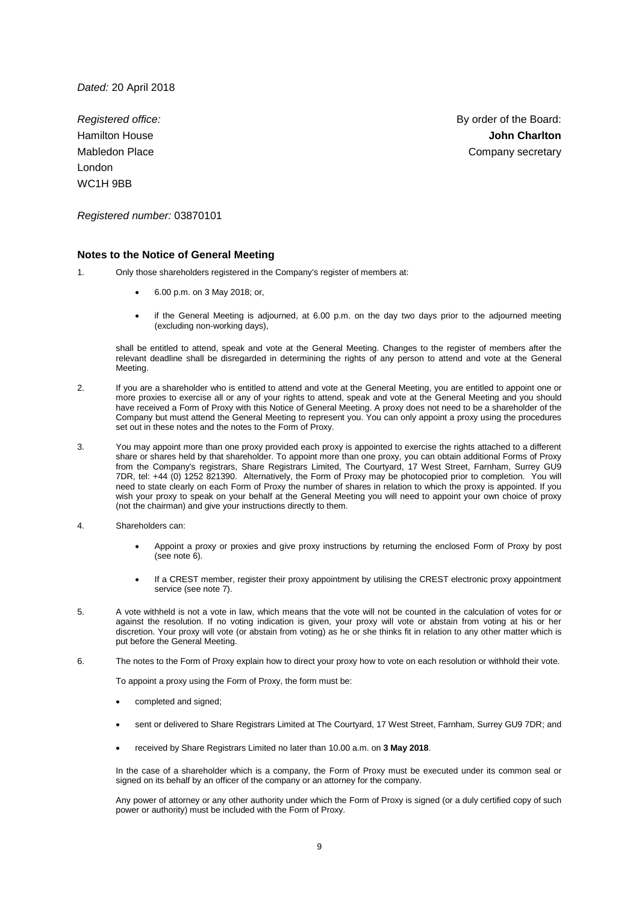*Dated:* 20 April 2018

*Registered office:*
Hamilton House
Mabledon Place
London
WC1H 9BB

By order of the Board:
**John Charlton**
Company secretary

*Registered number:* 03870101

### Notes to the Notice of General Meeting

1. Only those shareholders registered in the Company's register of members at:

   - 6.00 p.m. on 3 May 2018; or,
   - if the General Meeting is adjourned, at 6.00 p.m. on the day two days prior to the adjourned meeting (excluding non-working days),

   shall be entitled to attend, speak and vote at the General Meeting. Changes to the register of members after the relevant deadline shall be disregarded in determining the rights of any person to attend and vote at the General Meeting.

2. If you are a shareholder who is entitled to attend and vote at the General Meeting, you are entitled to appoint one or more proxies to exercise all or any of your rights to attend, speak and vote at the General Meeting and you should have received a Form of Proxy with this Notice of General Meeting. A proxy does not need to be a shareholder of the Company but must attend the General Meeting to represent you. You can only appoint a proxy using the procedures set out in these notes and the notes to the Form of Proxy.

3. You may appoint more than one proxy provided each proxy is appointed to exercise the rights attached to a different share or shares held by that shareholder. To appoint more than one proxy, you can obtain additional Forms of Proxy from the Company's registrars, Share Registrars Limited, The Courtyard, 17 West Street, Farnham, Surrey GU9 7DR, tel: +44 (0) 1252 821390. Alternatively, the Form of Proxy may be photocopied prior to completion. You will need to state clearly on each Form of Proxy the number of shares in relation to which the proxy is appointed. If you wish your proxy to speak on your behalf at the General Meeting you will need to appoint your own choice of proxy (not the chairman) and give your instructions directly to them.

4. Shareholders can:

   - Appoint a proxy or proxies and give proxy instructions by returning the enclosed Form of Proxy by post (see note 6).
   - If a CREST member, register their proxy appointment by utilising the CREST electronic proxy appointment service (see note 7).

5. A vote withheld is not a vote in law, which means that the vote will not be counted in the calculation of votes for or against the resolution. If no voting indication is given, your proxy will vote or abstain from voting at his or her discretion. Your proxy will vote (or abstain from voting) as he or she thinks fit in relation to any other matter which is put before the General Meeting.

6. The notes to the Form of Proxy explain how to direct your proxy how to vote on each resolution or withhold their vote.

   To appoint a proxy using the Form of Proxy, the form must be:

   - completed and signed;
   - sent or delivered to Share Registrars Limited at The Courtyard, 17 West Street, Farnham, Surrey GU9 7DR; and
   - received by Share Registrars Limited no later than 10.00 a.m. on **3 May 2018**.

   In the case of a shareholder which is a company, the Form of Proxy must be executed under its common seal or signed on its behalf by an officer of the company or an attorney for the company.

   Any power of attorney or any other authority under which the Form of Proxy is signed (or a duly certified copy of such power or authority) must be included with the Form of Proxy.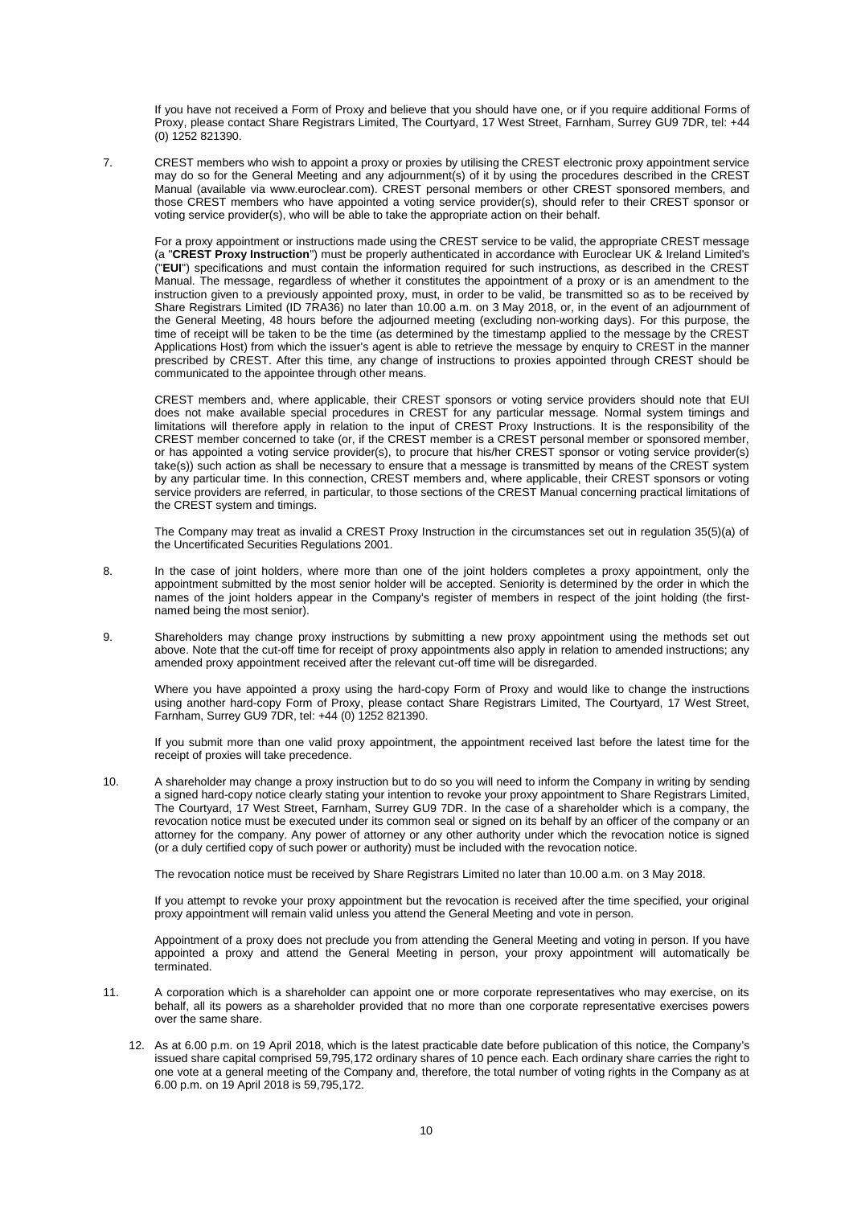If you have not received a Form of Proxy and believe that you should have one, or if you require additional Forms of Proxy, please contact Share Registrars Limited, The Courtyard, 17 West Street, Farnham, Surrey GU9 7DR, tel: +44 (0) 1252 821390.

7. CREST members who wish to appoint a proxy or proxies by utilising the CREST electronic proxy appointment service may do so for the General Meeting and any adjournment(s) of it by using the procedures described in the CREST Manual (available via www.euroclear.com). CREST personal members or other CREST sponsored members, and those CREST members who have appointed a voting service provider(s), should refer to their CREST sponsor or voting service provider(s), who will be able to take the appropriate action on their behalf.

   For a proxy appointment or instructions made using the CREST service to be valid, the appropriate CREST message (a "**CREST Proxy Instruction**") must be properly authenticated in accordance with Euroclear UK & Ireland Limited's ("**EUI**") specifications and must contain the information required for such instructions, as described in the CREST Manual. The message, regardless of whether it constitutes the appointment of a proxy or is an amendment to the instruction given to a previously appointed proxy, must, in order to be valid, be transmitted so as to be received by Share Registrars Limited (ID 7RA36) no later than 10.00 a.m. on 3 May 2018, or, in the event of an adjournment of the General Meeting, 48 hours before the adjourned meeting (excluding non-working days). For this purpose, the time of receipt will be taken to be the time (as determined by the timestamp applied to the message by the CREST Applications Host) from which the issuer's agent is able to retrieve the message by enquiry to CREST in the manner prescribed by CREST. After this time, any change of instructions to proxies appointed through CREST should be communicated to the appointee through other means.

   CREST members and, where applicable, their CREST sponsors or voting service providers should note that EUI does not make available special procedures in CREST for any particular message. Normal system timings and limitations will therefore apply in relation to the input of CREST Proxy Instructions. It is the responsibility of the CREST member concerned to take (or, if the CREST member is a CREST personal member or sponsored member, or has appointed a voting service provider(s), to procure that his/her CREST sponsor or voting service provider(s) take(s)) such action as shall be necessary to ensure that a message is transmitted by means of the CREST system by any particular time. In this connection, CREST members and, where applicable, their CREST sponsors or voting service providers are referred, in particular, to those sections of the CREST Manual concerning practical limitations of the CREST system and timings.

   The Company may treat as invalid a CREST Proxy Instruction in the circumstances set out in regulation 35(5)(a) of the Uncertificated Securities Regulations 2001.

8. In the case of joint holders, where more than one of the joint holders completes a proxy appointment, only the appointment submitted by the most senior holder will be accepted. Seniority is determined by the order in which the names of the joint holders appear in the Company's register of members in respect of the joint holding (the first-named being the most senior).

9. Shareholders may change proxy instructions by submitting a new proxy appointment using the methods set out above. Note that the cut-off time for receipt of proxy appointments also apply in relation to amended instructions; any amended proxy appointment received after the relevant cut-off time will be disregarded.

   Where you have appointed a proxy using the hard-copy Form of Proxy and would like to change the instructions using another hard-copy Form of Proxy, please contact Share Registrars Limited, The Courtyard, 17 West Street, Farnham, Surrey GU9 7DR, tel: +44 (0) 1252 821390.

   If you submit more than one valid proxy appointment, the appointment received last before the latest time for the receipt of proxies will take precedence.

10. A shareholder may change a proxy instruction but to do so you will need to inform the Company in writing by sending a signed hard-copy notice clearly stating your intention to revoke your proxy appointment to Share Registrars Limited, The Courtyard, 17 West Street, Farnham, Surrey GU9 7DR. In the case of a shareholder which is a company, the revocation notice must be executed under its common seal or signed on its behalf by an officer of the company or an attorney for the company. Any power of attorney or any other authority under which the revocation notice is signed (or a duly certified copy of such power or authority) must be included with the revocation notice.

    The revocation notice must be received by Share Registrars Limited no later than 10.00 a.m. on 3 May 2018.

    If you attempt to revoke your proxy appointment but the revocation is received after the time specified, your original proxy appointment will remain valid unless you attend the General Meeting and vote in person.

    Appointment of a proxy does not preclude you from attending the General Meeting and voting in person. If you have appointed a proxy and attend the General Meeting in person, your proxy appointment will automatically be terminated.

11. A corporation which is a shareholder can appoint one or more corporate representatives who may exercise, on its behalf, all its powers as a shareholder provided that no more than one corporate representative exercises powers over the same share.

12. As at 6.00 p.m. on 19 April 2018, which is the latest practicable date before publication of this notice, the Company's issued share capital comprised 59,795,172 ordinary shares of 10 pence each. Each ordinary share carries the right to one vote at a general meeting of the Company and, therefore, the total number of voting rights in the Company as at 6.00 p.m. on 19 April 2018 is 59,795,172.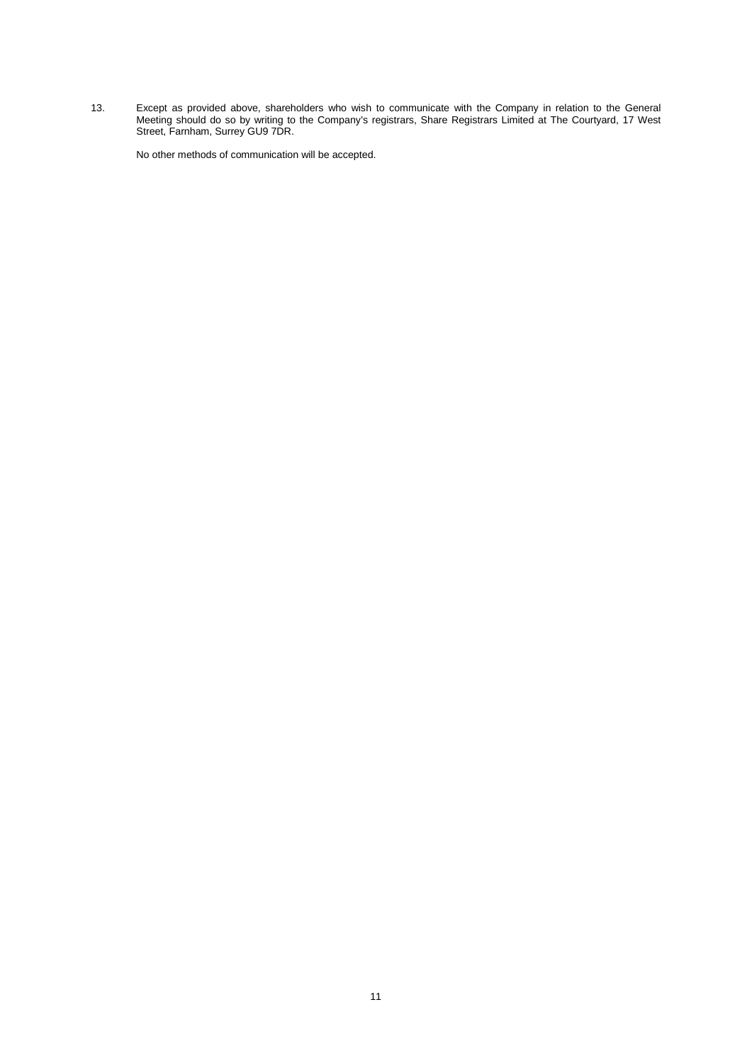13. Except as provided above, shareholders who wish to communicate with the Company in relation to the General Meeting should do so by writing to the Company's registrars, Share Registrars Limited at The Courtyard, 17 West Street, Farnham, Surrey GU9 7DR.

    No other methods of communication will be accepted.